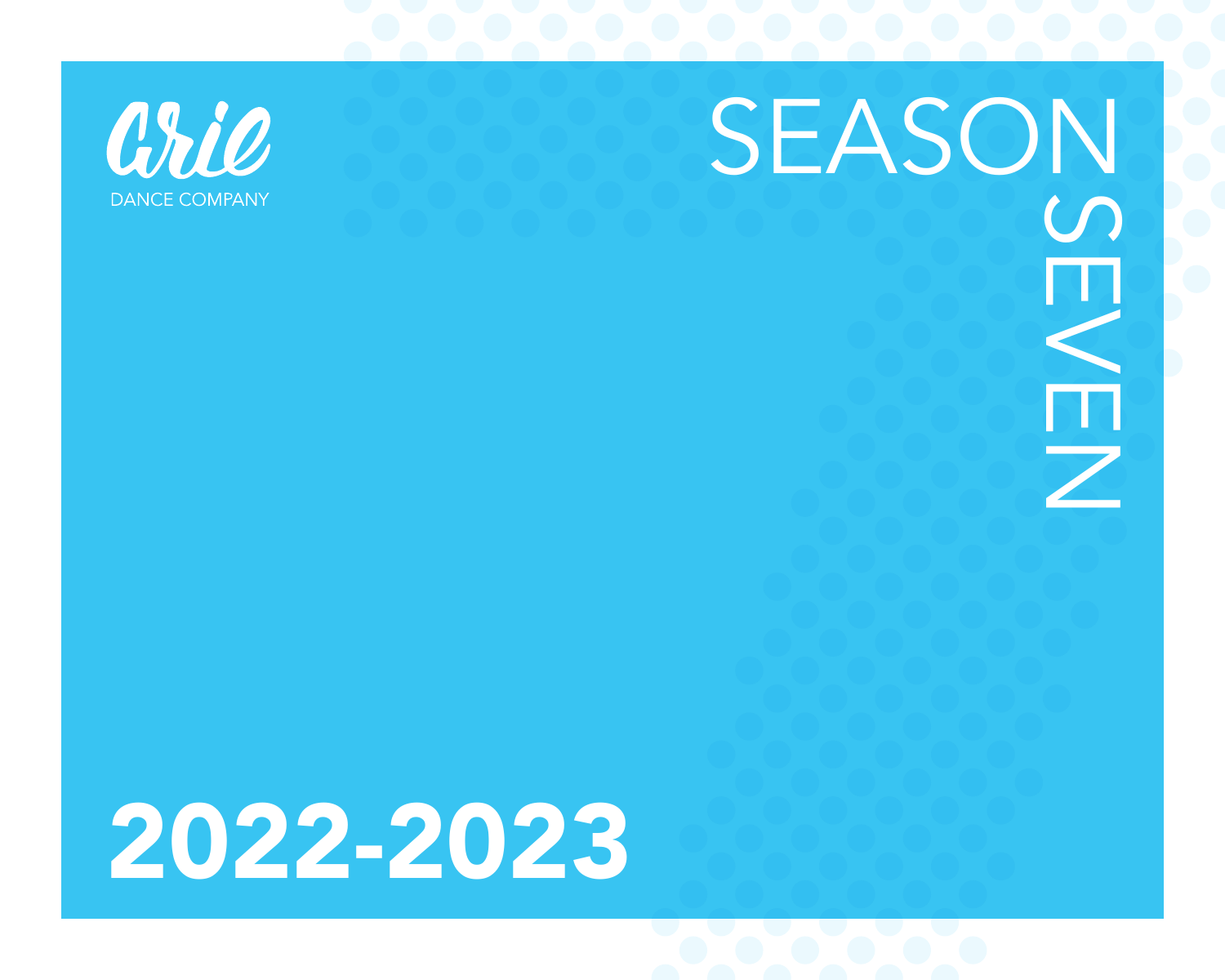Arilé

DANCE COMPANY

# SEASON SEVEN

# 2022-2023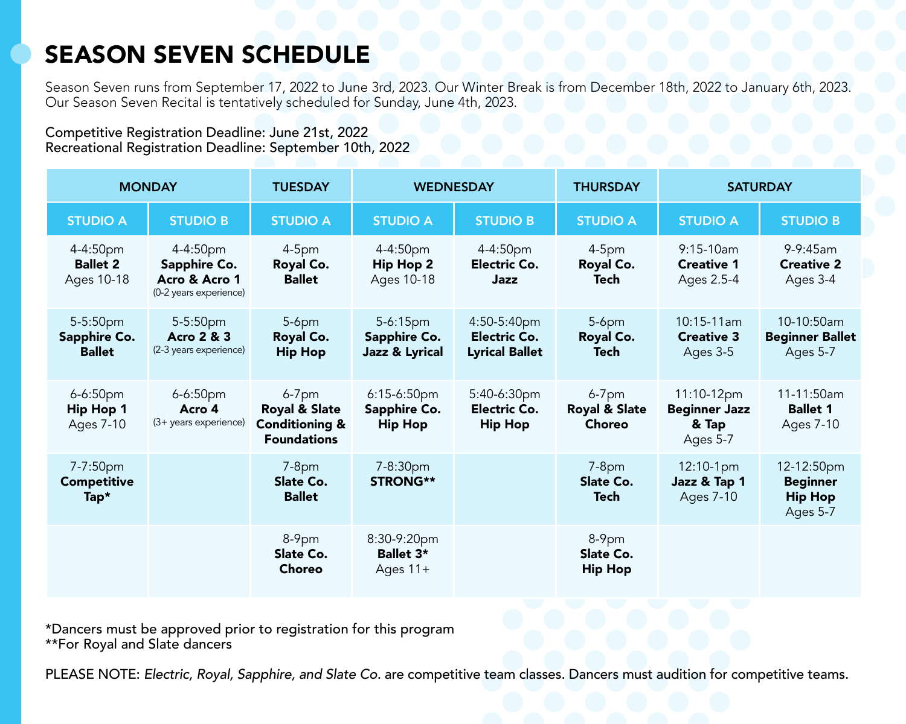# SEASON SEVEN SCHEDULE

Season Seven runs from September 17, 2022 to June 3rd, 2023. Our Winter Break is from December 18th, 2022 to January 6th, 2023. Our Season Seven Recital is tentatively scheduled for Sunday, June 4th, 2023.

Competitive Registration Deadline: June 21st, 2022
Recreational Registration Deadline: September 10th, 2022

| MONDAY | | TUESDAY | WEDNESDAY | | THURSDAY | SATURDAY | |
|---|---|---|---|---|---|---|---|
| STUDIO A | STUDIO B | STUDIO A | STUDIO A | STUDIO B | STUDIO A | STUDIO A | STUDIO B |
| 4-4:50pm **Ballet 2** Ages 10-18 | 4-4:50pm **Sapphire Co. Acro & Acro 1** (0-2 years experience) | 4-5pm **Royal Co. Ballet** | 4-4:50pm **Hip Hop 2** Ages 10-18 | 4-4:50pm **Electric Co. Jazz** | 4-5pm **Royal Co. Tech** | 9:15-10am **Creative 1** Ages 2.5-4 | 9-9:45am **Creative 2** Ages 3-4 |
| 5-5:50pm **Sapphire Co. Ballet** | 5-5:50pm **Acro 2 & 3** (2-3 years experience) | 5-6pm **Royal Co. Hip Hop** | 5-6:15pm **Sapphire Co. Jazz & Lyrical** | 4:50-5:40pm **Electric Co. Lyrical Ballet** | 5-6pm **Royal Co. Tech** | 10:15-11am **Creative 3** Ages 3-5 | 10-10:50am **Beginner Ballet** Ages 5-7 |
| 6-6:50pm **Hip Hop 1** Ages 7-10 | 6-6:50pm **Acro 4** (3+ years experience) | 6-7pm **Royal & Slate Conditioning & Foundations** | 6:15-6:50pm **Sapphire Co. Hip Hop** | 5:40-6:30pm **Electric Co. Hip Hop** | 6-7pm **Royal & Slate Choreo** | 11:10-12pm **Beginner Jazz & Tap** Ages 5-7 | 11-11:50am **Ballet 1** Ages 7-10 |
| 7-7:50pm **Competitive Tap*** | | 7-8pm **Slate Co. Ballet** | 7-8:30pm **STRONG**** | | 7-8pm **Slate Co. Tech** | 12:10-1pm **Jazz & Tap 1** Ages 7-10 | 12-12:50pm **Beginner Hip Hop** Ages 5-7 |
| | | 8-9pm **Slate Co. Choreo** | 8:30-9:20pm **Ballet 3*** Ages 11+ | | 8-9pm **Slate Co. Hip Hop** | | |

*Dancers must be approved prior to registration for this program
**For Royal and Slate dancers

PLEASE NOTE: *Electric, Royal, Sapphire, and Slate Co.* are competitive team classes. Dancers must audition for competitive teams.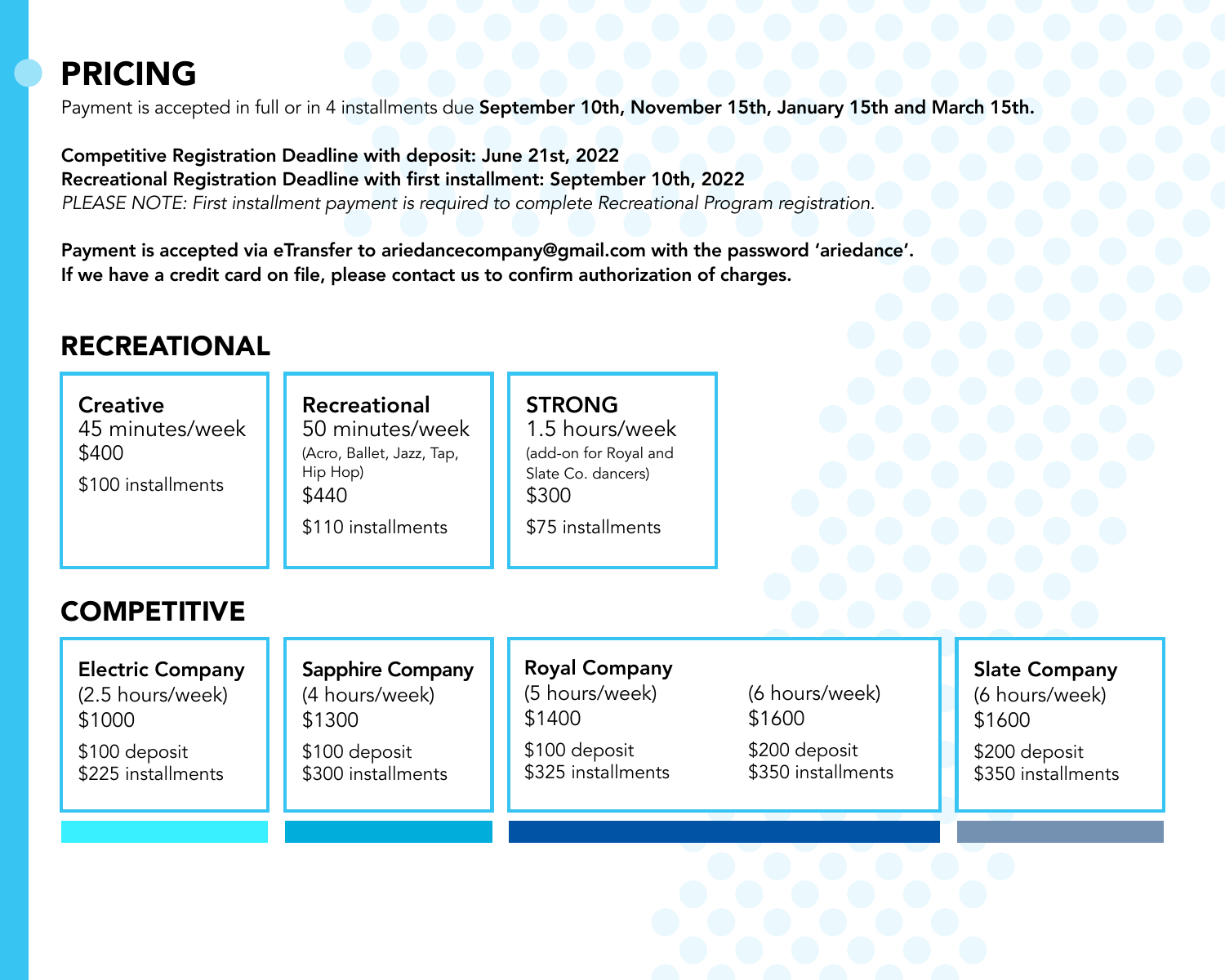# PRICING

Payment is accepted in full or in 4 installments due **September 10th, November 15th, January 15th and March 15th.**

**Competitive Registration Deadline with deposit: June 21st, 2022**
**Recreational Registration Deadline with first installment: September 10th, 2022**
*PLEASE NOTE: First installment payment is required to complete Recreational Program registration.*

**Payment is accepted via eTransfer to ariedancecompany@gmail.com with the password 'ariedance'.**
**If we have a credit card on file, please contact us to confirm authorization of charges.**

## RECREATIONAL

**Creative**
45 minutes/week
$400
$100 installments

**Recreational**
50 minutes/week
(Acro, Ballet, Jazz, Tap, Hip Hop)
$440
$110 installments

**STRONG**
1.5 hours/week
(add-on for Royal and Slate Co. dancers)
$300
$75 installments

## COMPETITIVE

**Electric Company**
(2.5 hours/week)
$1000
$100 deposit
$225 installments

**Sapphire Company**
(4 hours/week)
$1300
$100 deposit
$300 installments

**Royal Company**

(5 hours/week)
$1400
$100 deposit
$325 installments

(6 hours/week)
$1600
$200 deposit
$350 installments

**Slate Company**
(6 hours/week)
$1600
$200 deposit
$350 installments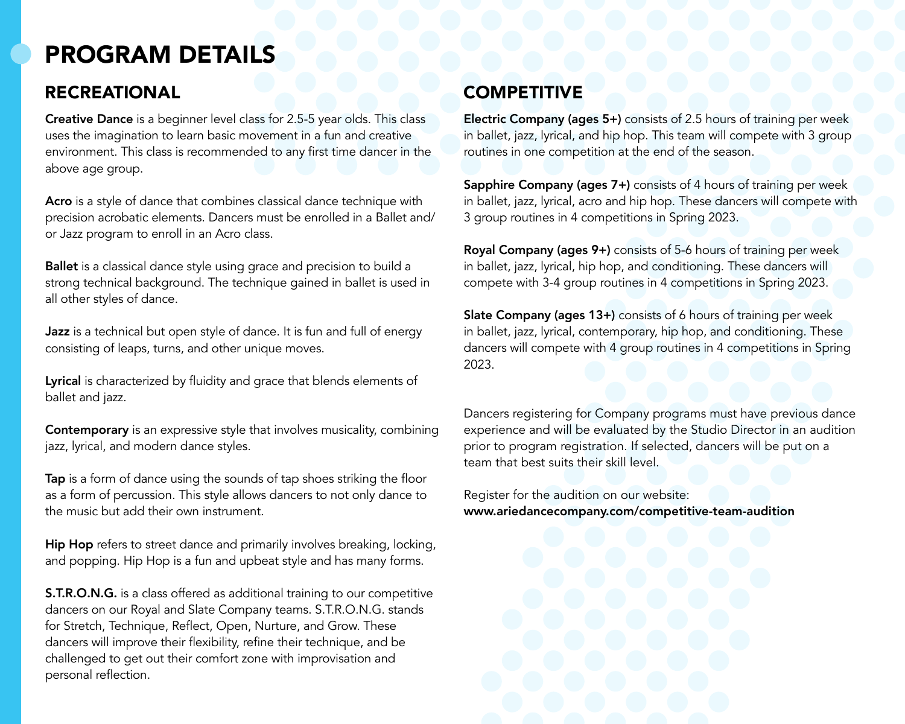# PROGRAM DETAILS

## RECREATIONAL

**Creative Dance** is a beginner level class for 2.5-5 year olds. This class uses the imagination to learn basic movement in a fun and creative environment. This class is recommended to any first time dancer in the above age group.

**Acro** is a style of dance that combines classical dance technique with precision acrobatic elements. Dancers must be enrolled in a Ballet and/ or Jazz program to enroll in an Acro class.

**Ballet** is a classical dance style using grace and precision to build a strong technical background. The technique gained in ballet is used in all other styles of dance.

**Jazz** is a technical but open style of dance. It is fun and full of energy consisting of leaps, turns, and other unique moves.

**Lyrical** is characterized by fluidity and grace that blends elements of ballet and jazz.

**Contemporary** is an expressive style that involves musicality, combining jazz, lyrical, and modern dance styles.

**Tap** is a form of dance using the sounds of tap shoes striking the floor as a form of percussion. This style allows dancers to not only dance to the music but add their own instrument.

**Hip Hop** refers to street dance and primarily involves breaking, locking, and popping. Hip Hop is a fun and upbeat style and has many forms.

**S.T.R.O.N.G.** is a class offered as additional training to our competitive dancers on our Royal and Slate Company teams. S.T.R.O.N.G. stands for Stretch, Technique, Reflect, Open, Nurture, and Grow. These dancers will improve their flexibility, refine their technique, and be challenged to get out their comfort zone with improvisation and personal reflection.

## COMPETITIVE

**Electric Company (ages 5+)** consists of 2.5 hours of training per week in ballet, jazz, lyrical, and hip hop. This team will compete with 3 group routines in one competition at the end of the season.

**Sapphire Company (ages 7+)** consists of 4 hours of training per week in ballet, jazz, lyrical, acro and hip hop. These dancers will compete with 3 group routines in 4 competitions in Spring 2023.

**Royal Company (ages 9+)** consists of 5-6 hours of training per week in ballet, jazz, lyrical, hip hop, and conditioning. These dancers will compete with 3-4 group routines in 4 competitions in Spring 2023.

**Slate Company (ages 13+)** consists of 6 hours of training per week in ballet, jazz, lyrical, contemporary, hip hop, and conditioning. These dancers will compete with 4 group routines in 4 competitions in Spring 2023.

Dancers registering for Company programs must have previous dance experience and will be evaluated by the Studio Director in an audition prior to program registration. If selected, dancers will be put on a team that best suits their skill level.

Register for the audition on our website:
**www.ariedancecompany.com/competitive-team-audition**